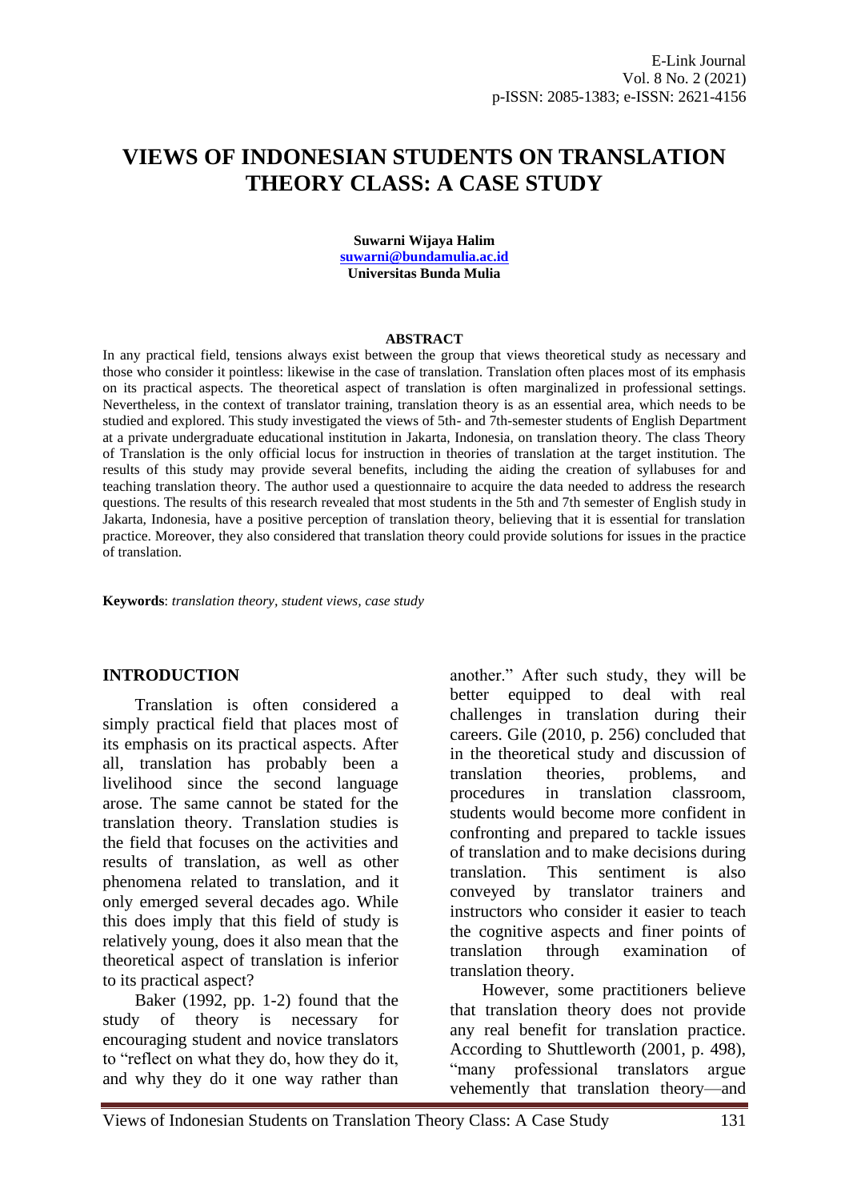# VIEWS OF INDONESIAN STUDENTS ON TRANSLATION THEORY CLASS: A CASE STUDY

**Suwarni Wijaya Halim**
**suwarni@bundamulia.ac.id**
**Universitas Bunda Mulia**

## ABSTRACT

In any practical field, tensions always exist between the group that views theoretical study as necessary and those who consider it pointless: likewise in the case of translation. Translation often places most of its emphasis on its practical aspects. The theoretical aspect of translation is often marginalized in professional settings. Nevertheless, in the context of translator training, translation theory is as an essential area, which needs to be studied and explored. This study investigated the views of 5th- and 7th-semester students of English Department at a private undergraduate educational institution in Jakarta, Indonesia, on translation theory. The class Theory of Translation is the only official locus for instruction in theories of translation at the target institution. The results of this study may provide several benefits, including the aiding the creation of syllabuses for and teaching translation theory. The author used a questionnaire to acquire the data needed to address the research questions. The results of this research revealed that most students in the 5th and 7th semester of English study in Jakarta, Indonesia, have a positive perception of translation theory, believing that it is essential for translation practice. Moreover, they also considered that translation theory could provide solutions for issues in the practice of translation.

**Keywords**: *translation theory, student views, case study*

## INTRODUCTION

Translation is often considered a simply practical field that places most of its emphasis on its practical aspects. After all, translation has probably been a livelihood since the second language arose. The same cannot be stated for the translation theory. Translation studies is the field that focuses on the activities and results of translation, as well as other phenomena related to translation, and it only emerged several decades ago. While this does imply that this field of study is relatively young, does it also mean that the theoretical aspect of translation is inferior to its practical aspect?

Baker (1992, pp. 1-2) found that the study of theory is necessary for encouraging student and novice translators to "reflect on what they do, how they do it, and why they do it one way rather than another." After such study, they will be better equipped to deal with real challenges in translation during their careers. Gile (2010, p. 256) concluded that in the theoretical study and discussion of translation theories, problems, and procedures in translation classroom, students would become more confident in confronting and prepared to tackle issues of translation and to make decisions during translation. This sentiment is also conveyed by translator trainers and instructors who consider it easier to teach the cognitive aspects and finer points of translation through examination of translation theory.

However, some practitioners believe that translation theory does not provide any real benefit for translation practice. According to Shuttleworth (2001, p. 498), "many professional translators argue vehemently that translation theory—and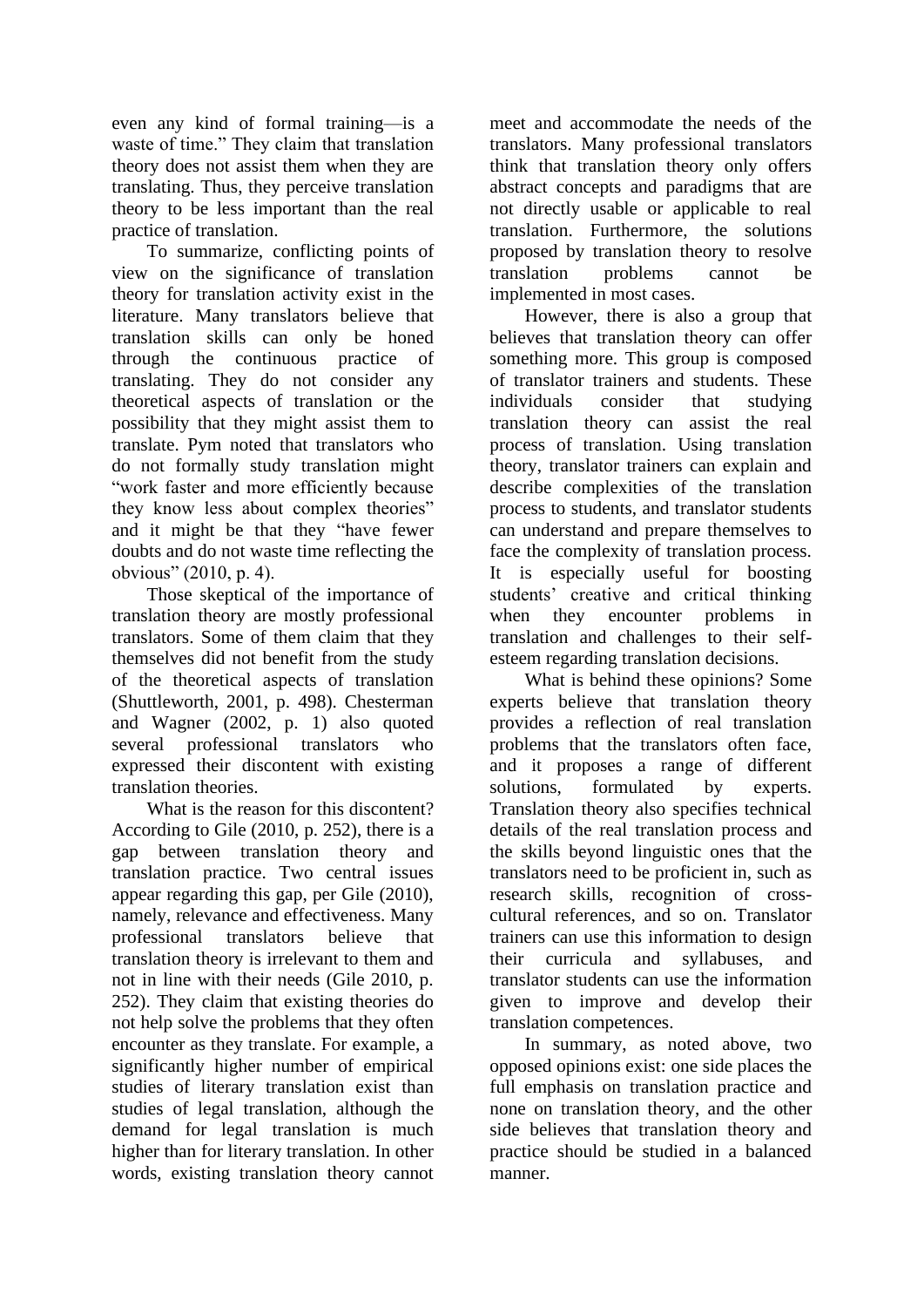even any kind of formal training—is a waste of time." They claim that translation theory does not assist them when they are translating. Thus, they perceive translation theory to be less important than the real practice of translation.

To summarize, conflicting points of view on the significance of translation theory for translation activity exist in the literature. Many translators believe that translation skills can only be honed through the continuous practice of translating. They do not consider any theoretical aspects of translation or the possibility that they might assist them to translate. Pym noted that translators who do not formally study translation might "work faster and more efficiently because they know less about complex theories" and it might be that they "have fewer doubts and do not waste time reflecting the obvious" (2010, p. 4).

Those skeptical of the importance of translation theory are mostly professional translators. Some of them claim that they themselves did not benefit from the study of the theoretical aspects of translation (Shuttleworth, 2001, p. 498). Chesterman and Wagner (2002, p. 1) also quoted several professional translators who expressed their discontent with existing translation theories.

What is the reason for this discontent? According to Gile (2010, p. 252), there is a gap between translation theory and translation practice. Two central issues appear regarding this gap, per Gile (2010), namely, relevance and effectiveness. Many professional translators believe that translation theory is irrelevant to them and not in line with their needs (Gile 2010, p. 252). They claim that existing theories do not help solve the problems that they often encounter as they translate. For example, a significantly higher number of empirical studies of literary translation exist than studies of legal translation, although the demand for legal translation is much higher than for literary translation. In other words, existing translation theory cannot meet and accommodate the needs of the translators. Many professional translators think that translation theory only offers abstract concepts and paradigms that are not directly usable or applicable to real translation. Furthermore, the solutions proposed by translation theory to resolve translation problems cannot be implemented in most cases.

However, there is also a group that believes that translation theory can offer something more. This group is composed of translator trainers and students. These individuals consider that studying translation theory can assist the real process of translation. Using translation theory, translator trainers can explain and describe complexities of the translation process to students, and translator students can understand and prepare themselves to face the complexity of translation process. It is especially useful for boosting students' creative and critical thinking when they encounter problems in translation and challenges to their self-esteem regarding translation decisions.

What is behind these opinions? Some experts believe that translation theory provides a reflection of real translation problems that the translators often face, and it proposes a range of different solutions, formulated by experts. Translation theory also specifies technical details of the real translation process and the skills beyond linguistic ones that the translators need to be proficient in, such as research skills, recognition of cross-cultural references, and so on. Translator trainers can use this information to design their curricula and syllabuses, and translator students can use the information given to improve and develop their translation competences.

In summary, as noted above, two opposed opinions exist: one side places the full emphasis on translation practice and none on translation theory, and the other side believes that translation theory and practice should be studied in a balanced manner.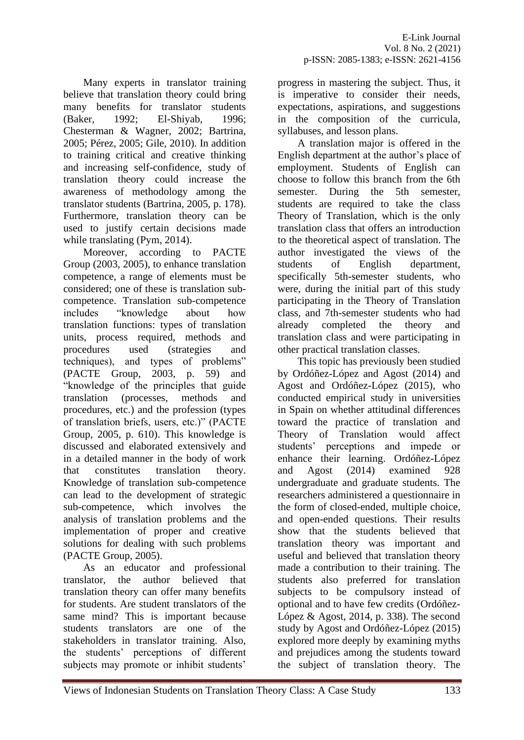Many experts in translator training believe that translation theory could bring many benefits for translator students (Baker, 1992; El-Shiyab, 1996; Chesterman & Wagner, 2002; Bartrina, 2005; Pérez, 2005; Gile, 2010). In addition to training critical and creative thinking and increasing self-confidence, study of translation theory could increase the awareness of methodology among the translator students (Bartrina, 2005, p. 178). Furthermore, translation theory can be used to justify certain decisions made while translating (Pym, 2014).

Moreover, according to PACTE Group (2003, 2005), to enhance translation competence, a range of elements must be considered; one of these is translation sub-competence. Translation sub-competence includes "knowledge about how translation functions: types of translation units, process required, methods and procedures used (strategies and techniques), and types of problems" (PACTE Group, 2003, p. 59) and "knowledge of the principles that guide translation (processes, methods and procedures, etc.) and the profession (types of translation briefs, users, etc.)" (PACTE Group, 2005, p. 610). This knowledge is discussed and elaborated extensively and in a detailed manner in the body of work that constitutes translation theory. Knowledge of translation sub-competence can lead to the development of strategic sub-competence, which involves the analysis of translation problems and the implementation of proper and creative solutions for dealing with such problems (PACTE Group, 2005).

As an educator and professional translator, the author believed that translation theory can offer many benefits for students. Are student translators of the same mind? This is important because students translators are one of the stakeholders in translator training. Also, the students' perceptions of different subjects may promote or inhibit students' progress in mastering the subject. Thus, it is imperative to consider their needs, expectations, aspirations, and suggestions in the composition of the curricula, syllabuses, and lesson plans.

A translation major is offered in the English department at the author's place of employment. Students of English can choose to follow this branch from the 6th semester. During the 5th semester, students are required to take the class Theory of Translation, which is the only translation class that offers an introduction to the theoretical aspect of translation. The author investigated the views of the students of English department, specifically 5th-semester students, who were, during the initial part of this study participating in the Theory of Translation class, and 7th-semester students who had already completed the theory and translation class and were participating in other practical translation classes.

This topic has previously been studied by Ordóñez-López and Agost (2014) and Agost and Ordóñez-López (2015), who conducted empirical study in universities in Spain on whether attitudinal differences toward the practice of translation and Theory of Translation would affect students' perceptions and impede or enhance their learning. Ordóñez-López and Agost (2014) examined 928 undergraduate and graduate students. The researchers administered a questionnaire in the form of closed-ended, multiple choice, and open-ended questions. Their results show that the students believed that translation theory was important and useful and believed that translation theory made a contribution to their training. The students also preferred for translation subjects to be compulsory instead of optional and to have few credits (Ordóñez-López & Agost, 2014, p. 338). The second study by Agost and Ordóñez-López (2015) explored more deeply by examining myths and prejudices among the students toward the subject of translation theory. The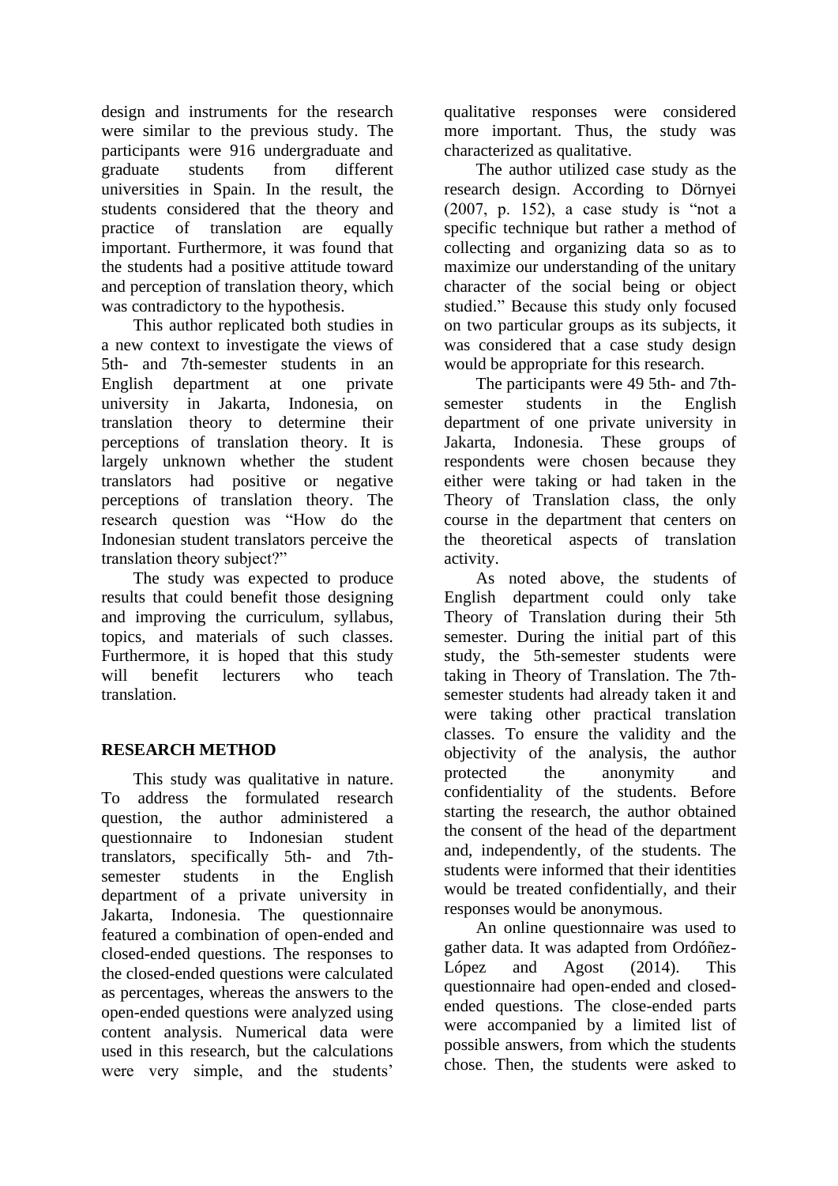design and instruments for the research were similar to the previous study. The participants were 916 undergraduate and graduate students from different universities in Spain. In the result, the students considered that the theory and practice of translation are equally important. Furthermore, it was found that the students had a positive attitude toward and perception of translation theory, which was contradictory to the hypothesis.

This author replicated both studies in a new context to investigate the views of 5th- and 7th-semester students in an English department at one private university in Jakarta, Indonesia, on translation theory to determine their perceptions of translation theory. It is largely unknown whether the student translators had positive or negative perceptions of translation theory. The research question was "How do the Indonesian student translators perceive the translation theory subject?"

The study was expected to produce results that could benefit those designing and improving the curriculum, syllabus, topics, and materials of such classes. Furthermore, it is hoped that this study will benefit lecturers who teach translation.

## RESEARCH METHOD

This study was qualitative in nature. To address the formulated research question, the author administered a questionnaire to Indonesian student translators, specifically 5th- and 7th-semester students in the English department of a private university in Jakarta, Indonesia. The questionnaire featured a combination of open-ended and closed-ended questions. The responses to the closed-ended questions were calculated as percentages, whereas the answers to the open-ended questions were analyzed using content analysis. Numerical data were used in this research, but the calculations were very simple, and the students' qualitative responses were considered more important. Thus, the study was characterized as qualitative.

The author utilized case study as the research design. According to Dörnyei (2007, p. 152), a case study is "not a specific technique but rather a method of collecting and organizing data so as to maximize our understanding of the unitary character of the social being or object studied." Because this study only focused on two particular groups as its subjects, it was considered that a case study design would be appropriate for this research.

The participants were 49 5th- and 7th-semester students in the English department of one private university in Jakarta, Indonesia. These groups of respondents were chosen because they either were taking or had taken in the Theory of Translation class, the only course in the department that centers on the theoretical aspects of translation activity.

As noted above, the students of English department could only take Theory of Translation during their 5th semester. During the initial part of this study, the 5th-semester students were taking in Theory of Translation. The 7th-semester students had already taken it and were taking other practical translation classes. To ensure the validity and the objectivity of the analysis, the author protected the anonymity and confidentiality of the students. Before starting the research, the author obtained the consent of the head of the department and, independently, of the students. The students were informed that their identities would be treated confidentially, and their responses would be anonymous.

An online questionnaire was used to gather data. It was adapted from Ordóñez-López and Agost (2014). This questionnaire had open-ended and closed-ended questions. The close-ended parts were accompanied by a limited list of possible answers, from which the students chose. Then, the students were asked to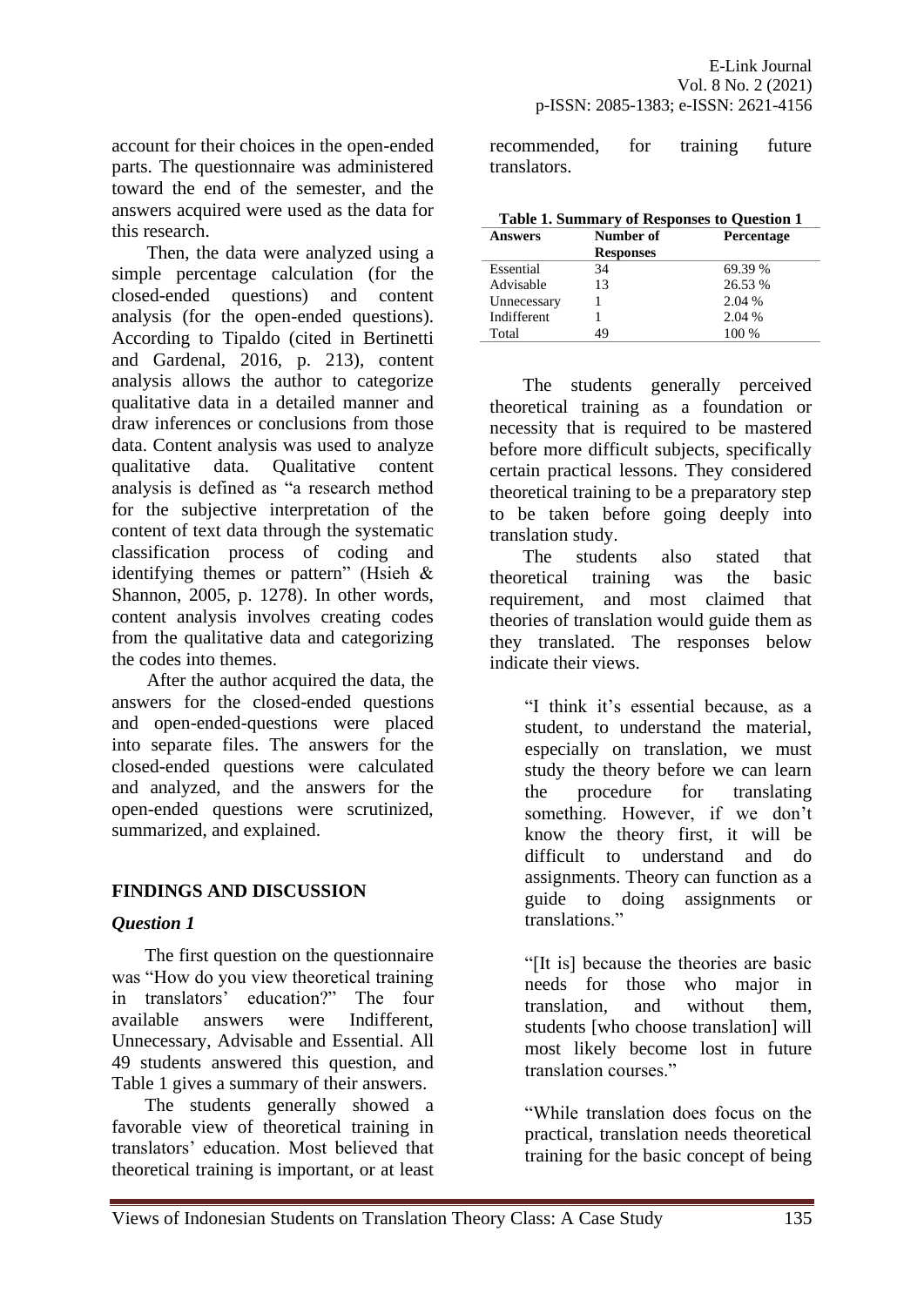account for their choices in the open-ended parts. The questionnaire was administered toward the end of the semester, and the answers acquired were used as the data for this research.

Then, the data were analyzed using a simple percentage calculation (for the closed-ended questions) and content analysis (for the open-ended questions). According to Tipaldo (cited in Bertinetti and Gardenal, 2016, p. 213), content analysis allows the author to categorize qualitative data in a detailed manner and draw inferences or conclusions from those data. Content analysis was used to analyze qualitative data. Qualitative content analysis is defined as "a research method for the subjective interpretation of the content of text data through the systematic classification process of coding and identifying themes or pattern" (Hsieh & Shannon, 2005, p. 1278). In other words, content analysis involves creating codes from the qualitative data and categorizing the codes into themes.

After the author acquired the data, the answers for the closed-ended questions and open-ended-questions were placed into separate files. The answers for the closed-ended questions were calculated and analyzed, and the answers for the open-ended questions were scrutinized, summarized, and explained.

## FINDINGS AND DISCUSSION

### *Question 1*

The first question on the questionnaire was "How do you view theoretical training in translators' education?" The four available answers were Indifferent, Unnecessary, Advisable and Essential. All 49 students answered this question, and Table 1 gives a summary of their answers.

The students generally showed a favorable view of theoretical training in translators' education. Most believed that theoretical training is important, or at least recommended, for training future translators.

**Table 1. Summary of Responses to Question 1**

| Answers | Number of Responses | Percentage |
|---|---|---|
| Essential | 34 | 69.39 % |
| Advisable | 13 | 26.53 % |
| Unnecessary | 1 | 2.04 % |
| Indifferent | 1 | 2.04 % |
| Total | 49 | 100 % |

The students generally perceived theoretical training as a foundation or necessity that is required to be mastered before more difficult subjects, specifically certain practical lessons. They considered theoretical training to be a preparatory step to be taken before going deeply into translation study.

The students also stated that theoretical training was the basic requirement, and most claimed that theories of translation would guide them as they translated. The responses below indicate their views.

> "I think it's essential because, as a student, to understand the material, especially on translation, we must study the theory before we can learn the procedure for translating something. However, if we don't know the theory first, it will be difficult to understand and do assignments. Theory can function as a guide to doing assignments or translations."

> "[It is] because the theories are basic needs for those who major in translation, and without them, students [who choose translation] will most likely become lost in future translation courses."

> "While translation does focus on the practical, translation needs theoretical training for the basic concept of being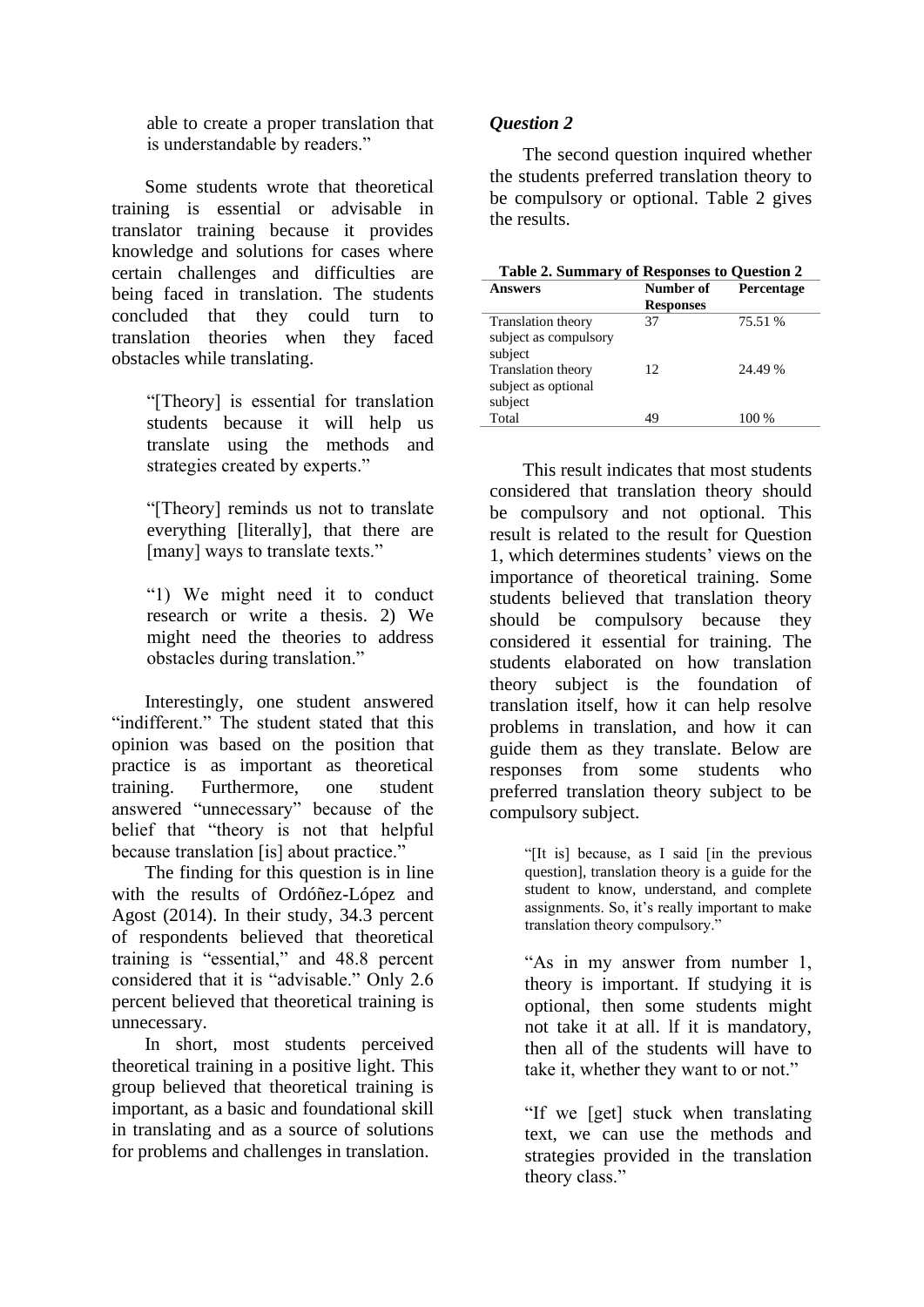able to create a proper translation that is understandable by readers."

Some students wrote that theoretical training is essential or advisable in translator training because it provides knowledge and solutions for cases where certain challenges and difficulties are being faced in translation. The students concluded that they could turn to translation theories when they faced obstacles while translating.

> "[Theory] is essential for translation students because it will help us translate using the methods and strategies created by experts."

> "[Theory] reminds us not to translate everything [literally], that there are [many] ways to translate texts."

> "1) We might need it to conduct research or write a thesis. 2) We might need the theories to address obstacles during translation."

Interestingly, one student answered "indifferent." The student stated that this opinion was based on the position that practice is as important as theoretical training. Furthermore, one student answered "unnecessary" because of the belief that "theory is not that helpful because translation [is] about practice."

The finding for this question is in line with the results of Ordóñez-López and Agost (2014). In their study, 34.3 percent of respondents believed that theoretical training is "essential," and 48.8 percent considered that it is "advisable." Only 2.6 percent believed that theoretical training is unnecessary.

In short, most students perceived theoretical training in a positive light. This group believed that theoretical training is important, as a basic and foundational skill in translating and as a source of solutions for problems and challenges in translation.

### *Question 2*

The second question inquired whether the students preferred translation theory to be compulsory or optional. Table 2 gives the results.

**Table 2. Summary of Responses to Question 2**

| Answers | Number of Responses | Percentage |
|---|---|---|
| Translation theory subject as compulsory subject | 37 | 75.51 % |
| Translation theory subject as optional subject | 12 | 24.49 % |
| Total | 49 | 100 % |

This result indicates that most students considered that translation theory should be compulsory and not optional. This result is related to the result for Question 1, which determines students' views on the importance of theoretical training. Some students believed that translation theory should be compulsory because they considered it essential for training. The students elaborated on how translation theory subject is the foundation of translation itself, how it can help resolve problems in translation, and how it can guide them as they translate. Below are responses from some students who preferred translation theory subject to be compulsory subject.

> "[It is] because, as I said [in the previous question], translation theory is a guide for the student to know, understand, and complete assignments. So, it's really important to make translation theory compulsory."

> "As in my answer from number 1, theory is important. If studying it is optional, then some students might not take it at all. If it is mandatory, then all of the students will have to take it, whether they want to or not."

> "If we [get] stuck when translating text, we can use the methods and strategies provided in the translation theory class."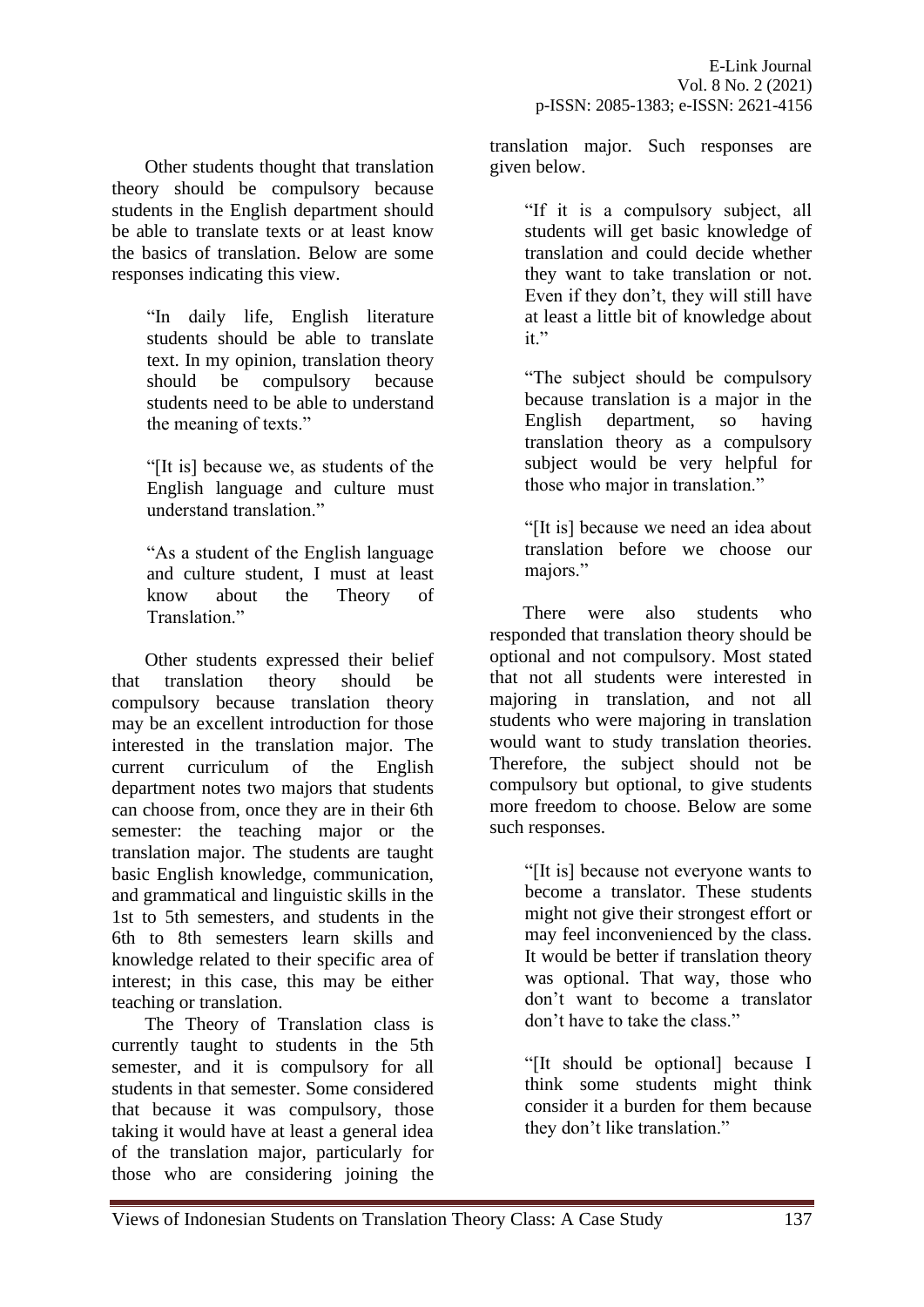Other students thought that translation theory should be compulsory because students in the English department should be able to translate texts or at least know the basics of translation. Below are some responses indicating this view.

> "In daily life, English literature students should be able to translate text. In my opinion, translation theory should be compulsory because students need to be able to understand the meaning of texts."

> "[It is] because we, as students of the English language and culture must understand translation."

> "As a student of the English language and culture student, I must at least know about the Theory of Translation."

Other students expressed their belief that translation theory should be compulsory because translation theory may be an excellent introduction for those interested in the translation major. The current curriculum of the English department notes two majors that students can choose from, once they are in their 6th semester: the teaching major or the translation major. The students are taught basic English knowledge, communication, and grammatical and linguistic skills in the 1st to 5th semesters, and students in the 6th to 8th semesters learn skills and knowledge related to their specific area of interest; in this case, this may be either teaching or translation.

The Theory of Translation class is currently taught to students in the 5th semester, and it is compulsory for all students in that semester. Some considered that because it was compulsory, those taking it would have at least a general idea of the translation major, particularly for those who are considering joining the translation major. Such responses are given below.

> "If it is a compulsory subject, all students will get basic knowledge of translation and could decide whether they want to take translation or not. Even if they don't, they will still have at least a little bit of knowledge about it."

> "The subject should be compulsory because translation is a major in the English department, so having translation theory as a compulsory subject would be very helpful for those who major in translation."

> "[It is] because we need an idea about translation before we choose our majors."

There were also students who responded that translation theory should be optional and not compulsory. Most stated that not all students were interested in majoring in translation, and not all students who were majoring in translation would want to study translation theories. Therefore, the subject should not be compulsory but optional, to give students more freedom to choose. Below are some such responses.

> "[It is] because not everyone wants to become a translator. These students might not give their strongest effort or may feel inconvenienced by the class. It would be better if translation theory was optional. That way, those who don't want to become a translator don't have to take the class."

> "[It should be optional] because I think some students might think consider it a burden for them because they don't like translation."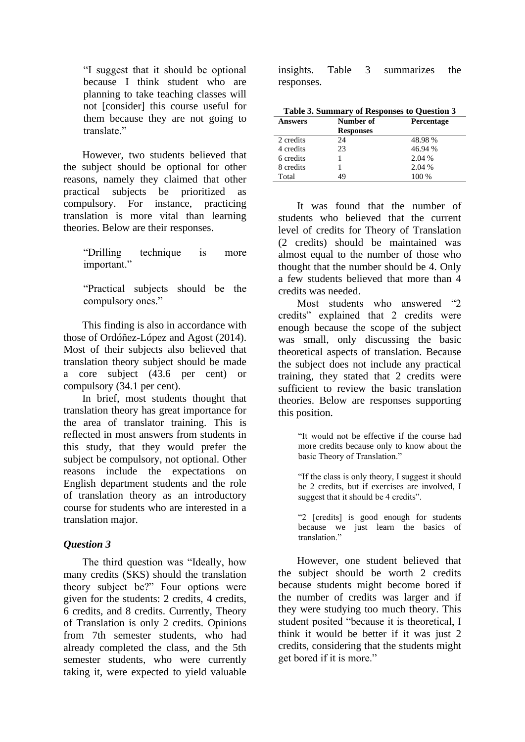> "I suggest that it should be optional because I think student who are planning to take teaching classes will not [consider] this course useful for them because they are not going to translate."

However, two students believed that the subject should be optional for other reasons, namely they claimed that other practical subjects be prioritized as compulsory. For instance, practicing translation is more vital than learning theories. Below are their responses.

> "Drilling technique is more important."

> "Practical subjects should be the compulsory ones."

This finding is also in accordance with those of Ordóñez-López and Agost (2014). Most of their subjects also believed that translation theory subject should be made a core subject (43.6 per cent) or compulsory (34.1 per cent).

In brief, most students thought that translation theory has great importance for the area of translator training. This is reflected in most answers from students in this study, that they would prefer the subject be compulsory, not optional. Other reasons include the expectations on English department students and the role of translation theory as an introductory course for students who are interested in a translation major.

### *Question 3*

The third question was "Ideally, how many credits (SKS) should the translation theory subject be?" Four options were given for the students: 2 credits, 4 credits, 6 credits, and 8 credits. Currently, Theory of Translation is only 2 credits. Opinions from 7th semester students, who had already completed the class, and the 5th semester students, who were currently taking it, were expected to yield valuable insights. Table 3 summarizes the responses.

**Table 3. Summary of Responses to Question 3**

| Answers | Number of Responses | Percentage |
|---|---|---|
| 2 credits | 24 | 48.98 % |
| 4 credits | 23 | 46.94 % |
| 6 credits | 1 | 2.04 % |
| 8 credits | 1 | 2.04 % |
| Total | 49 | 100 % |

It was found that the number of students who believed that the current level of credits for Theory of Translation (2 credits) should be maintained was almost equal to the number of those who thought that the number should be 4. Only a few students believed that more than 4 credits was needed.

Most students who answered "2 credits" explained that 2 credits were enough because the scope of the subject was small, only discussing the basic theoretical aspects of translation. Because the subject does not include any practical training, they stated that 2 credits were sufficient to review the basic translation theories. Below are responses supporting this position.

> "It would not be effective if the course had more credits because only to know about the basic Theory of Translation."

> "If the class is only theory, I suggest it should be 2 credits, but if exercises are involved, I suggest that it should be 4 credits".

> "2 [credits] is good enough for students because we just learn the basics of translation."

However, one student believed that the subject should be worth 2 credits because students might become bored if the number of credits was larger and if they were studying too much theory. This student posited "because it is theoretical, I think it would be better if it was just 2 credits, considering that the students might get bored if it is more."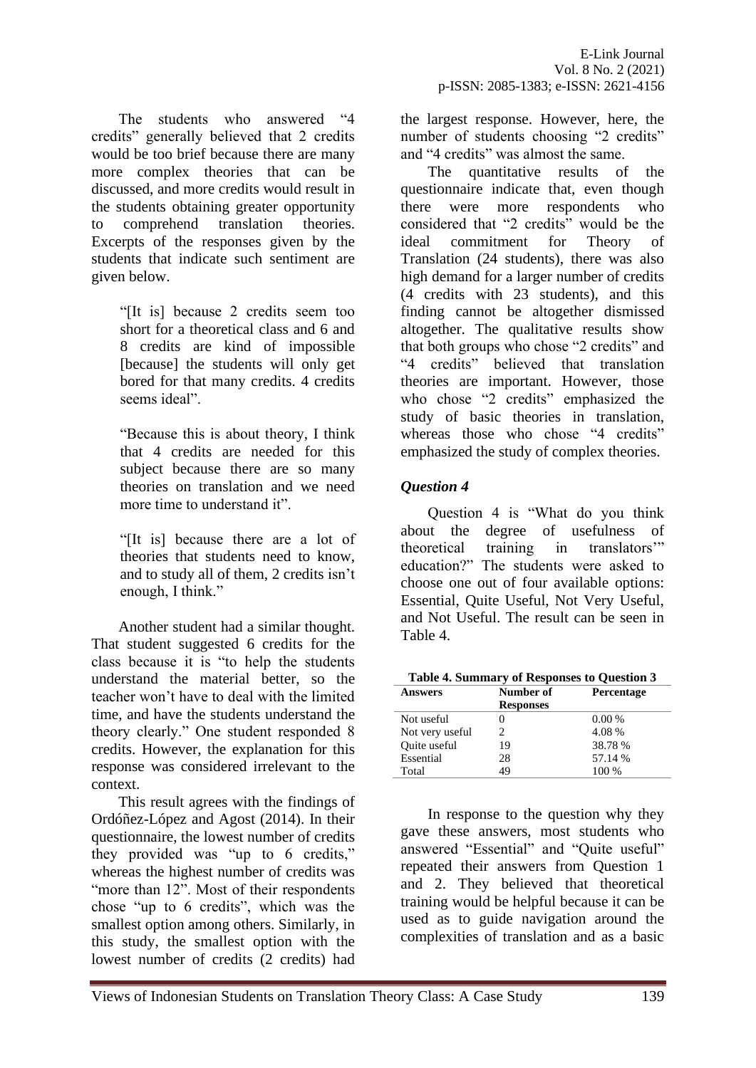The students who answered "4 credits" generally believed that 2 credits would be too brief because there are many more complex theories that can be discussed, and more credits would result in the students obtaining greater opportunity to comprehend translation theories. Excerpts of the responses given by the students that indicate such sentiment are given below.

> "[It is] because 2 credits seem too short for a theoretical class and 6 and 8 credits are kind of impossible [because] the students will only get bored for that many credits. 4 credits seems ideal".

> "Because this is about theory, I think that 4 credits are needed for this subject because there are so many theories on translation and we need more time to understand it".

> "[It is] because there are a lot of theories that students need to know, and to study all of them, 2 credits isn't enough, I think."

Another student had a similar thought. That student suggested 6 credits for the class because it is "to help the students understand the material better, so the teacher won't have to deal with the limited time, and have the students understand the theory clearly." One student responded 8 credits. However, the explanation for this response was considered irrelevant to the context.

This result agrees with the findings of Ordóñez-López and Agost (2014). In their questionnaire, the lowest number of credits they provided was "up to 6 credits," whereas the highest number of credits was "more than 12". Most of their respondents chose "up to 6 credits", which was the smallest option among others. Similarly, in this study, the smallest option with the lowest number of credits (2 credits) had the largest response. However, here, the number of students choosing "2 credits" and "4 credits" was almost the same.

The quantitative results of the questionnaire indicate that, even though there were more respondents who considered that "2 credits" would be the ideal commitment for Theory of Translation (24 students), there was also high demand for a larger number of credits (4 credits with 23 students), and this finding cannot be altogether dismissed altogether. The qualitative results show that both groups who chose "2 credits" and "4 credits" believed that translation theories are important. However, those who chose "2 credits" emphasized the study of basic theories in translation, whereas those who chose "4 credits" emphasized the study of complex theories.

### *Question 4*

Question 4 is "What do you think about the degree of usefulness of theoretical training in translators'" education?" The students were asked to choose one out of four available options: Essential, Quite Useful, Not Very Useful, and Not Useful. The result can be seen in Table 4.

**Table 4. Summary of Responses to Question 3**

| Answers | Number of Responses | Percentage |
|---|---|---|
| Not useful | 0 | 0.00 % |
| Not very useful | 2 | 4.08 % |
| Quite useful | 19 | 38.78 % |
| Essential | 28 | 57.14 % |
| Total | 49 | 100 % |

In response to the question why they gave these answers, most students who answered "Essential" and "Quite useful" repeated their answers from Question 1 and 2. They believed that theoretical training would be helpful because it can be used as to guide navigation around the complexities of translation and as a basic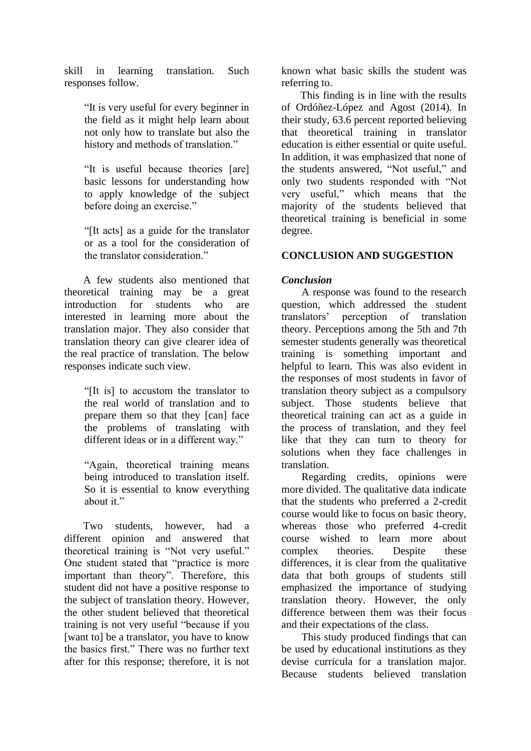skill in learning translation. Such responses follow.

> "It is very useful for every beginner in the field as it might help learn about not only how to translate but also the history and methods of translation."

> "It is useful because theories [are] basic lessons for understanding how to apply knowledge of the subject before doing an exercise."

> "[It acts] as a guide for the translator or as a tool for the consideration of the translator consideration."

A few students also mentioned that theoretical training may be a great introduction for students who are interested in learning more about the translation major. They also consider that translation theory can give clearer idea of the real practice of translation. The below responses indicate such view.

> "[It is] to accustom the translator to the real world of translation and to prepare them so that they [can] face the problems of translating with different ideas or in a different way."

> "Again, theoretical training means being introduced to translation itself. So it is essential to know everything about it."

Two students, however, had a different opinion and answered that theoretical training is "Not very useful." One student stated that "practice is more important than theory". Therefore, this student did not have a positive response to the subject of translation theory. However, the other student believed that theoretical training is not very useful "because if you [want to] be a translator, you have to know the basics first." There was no further text after for this response; therefore, it is not known what basic skills the student was referring to.

This finding is in line with the results of Ordóñez-López and Agost (2014). In their study, 63.6 percent reported believing that theoretical training in translator education is either essential or quite useful. In addition, it was emphasized that none of the students answered, "Not useful," and only two students responded with "Not very useful," which means that the majority of the students believed that theoretical training is beneficial in some degree.

## CONCLUSION AND SUGGESTION

### *Conclusion*

A response was found to the research question, which addressed the student translators' perception of translation theory. Perceptions among the 5th and 7th semester students generally was theoretical training is something important and helpful to learn. This was also evident in the responses of most students in favor of translation theory subject as a compulsory subject. Those students believe that theoretical training can act as a guide in the process of translation, and they feel like that they can turn to theory for solutions when they face challenges in translation.

Regarding credits, opinions were more divided. The qualitative data indicate that the students who preferred a 2-credit course would like to focus on basic theory, whereas those who preferred 4-credit course wished to learn more about complex theories. Despite these differences, it is clear from the qualitative data that both groups of students still emphasized the importance of studying translation theory. However, the only difference between them was their focus and their expectations of the class.

This study produced findings that can be used by educational institutions as they devise curricula for a translation major. Because students believed translation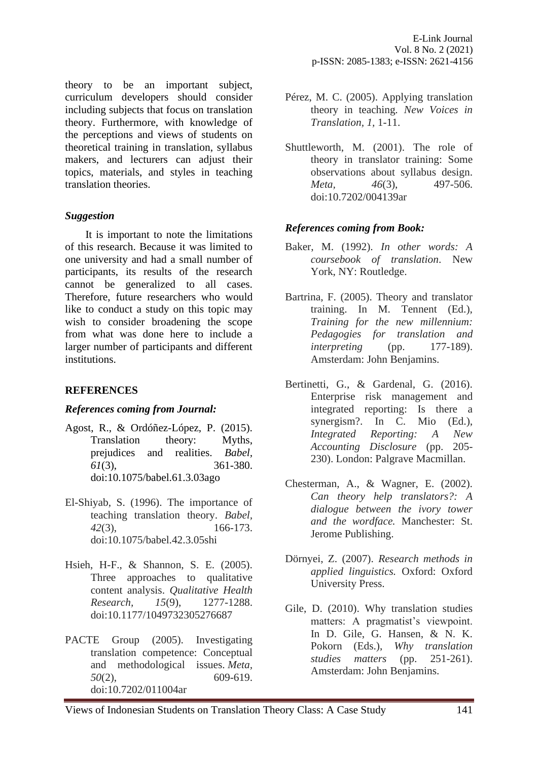theory to be an important subject, curriculum developers should consider including subjects that focus on translation theory. Furthermore, with knowledge of the perceptions and views of students on theoretical training in translation, syllabus makers, and lecturers can adjust their topics, materials, and styles in teaching translation theories.

### *Suggestion*

It is important to note the limitations of this research. Because it was limited to one university and had a small number of participants, its results of the research cannot be generalized to all cases. Therefore, future researchers who would like to conduct a study on this topic may wish to consider broadening the scope from what was done here to include a larger number of participants and different institutions.

## REFERENCES

### *References coming from Journal:*

Agost, R., & Ordóñez-López, P. (2015). Translation theory: Myths, prejudices and realities. *Babel*, *61*(3), 361-380. doi:10.1075/babel.61.3.03ago

El-Shiyab, S. (1996). The importance of teaching translation theory. *Babel*, *42*(3), 166-173. doi:10.1075/babel.42.3.05shi

Hsieh, H-F., & Shannon, S. E. (2005). Three approaches to qualitative content analysis. *Qualitative Health Research*, *15*(9), 1277-1288. doi:10.1177/1049732305276687

PACTE Group (2005). Investigating translation competence: Conceptual and methodological issues. *Meta*, *50*(2), 609-619. doi:10.7202/011004ar

Pérez, M. C. (2005). Applying translation theory in teaching. *New Voices in Translation, 1,* 1-11.

Shuttleworth, M. (2001). The role of theory in translator training: Some observations about syllabus design. *Meta*, *46*(3), 497-506. doi:10.7202/004139ar

### *References coming from Book:*

Baker, M. (1992). *In other words: A coursebook of translation*. New York, NY: Routledge.

Bartrina, F. (2005). Theory and translator training. In M. Tennent (Ed.), *Training for the new millennium: Pedagogies for translation and interpreting* (pp. 177-189). Amsterdam: John Benjamins.

Bertinetti, G., & Gardenal, G. (2016). Enterprise risk management and integrated reporting: Is there a synergism?. In C. Mio (Ed.), *Integrated Reporting: A New Accounting Disclosure* (pp. 205-230). London: Palgrave Macmillan.

Chesterman, A., & Wagner, E. (2002). *Can theory help translators?: A dialogue between the ivory tower and the wordface.* Manchester: St. Jerome Publishing.

Dörnyei, Z. (2007). *Research methods in applied linguistics.* Oxford: Oxford University Press.

Gile, D. (2010). Why translation studies matters: A pragmatist's viewpoint. In D. Gile, G. Hansen, & N. K. Pokorn (Eds.), *Why translation studies matters* (pp. 251-261). Amsterdam: John Benjamins.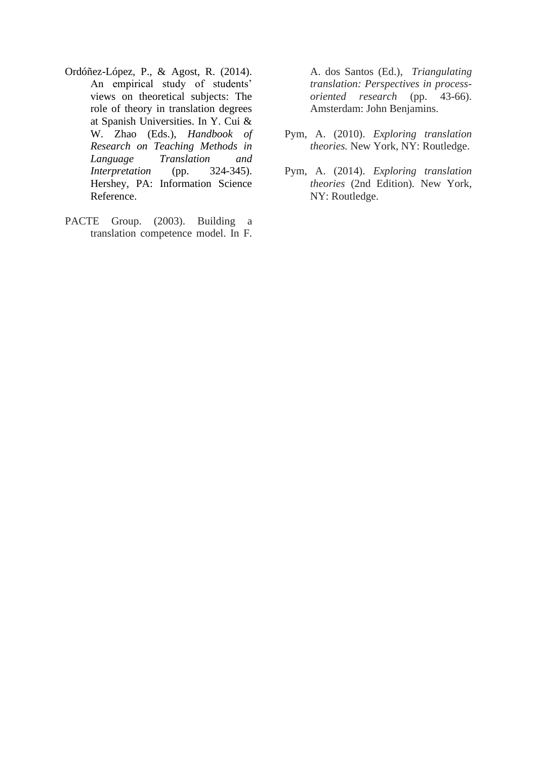Ordóñez-López, P., & Agost, R. (2014). An empirical study of students' views on theoretical subjects: The role of theory in translation degrees at Spanish Universities. In Y. Cui & W. Zhao (Eds.), *Handbook of Research on Teaching Methods in Language Translation and Interpretation* (pp. 324-345). Hershey, PA: Information Science Reference.

PACTE Group. (2003). Building a translation competence model. In F. A. dos Santos (Ed.), *Triangulating translation: Perspectives in process-oriented research* (pp. 43-66). Amsterdam: John Benjamins.

Pym, A. (2010). *Exploring translation theories.* New York, NY: Routledge.

Pym, A. (2014). *Exploring translation theories* (2nd Edition). New York, NY: Routledge.